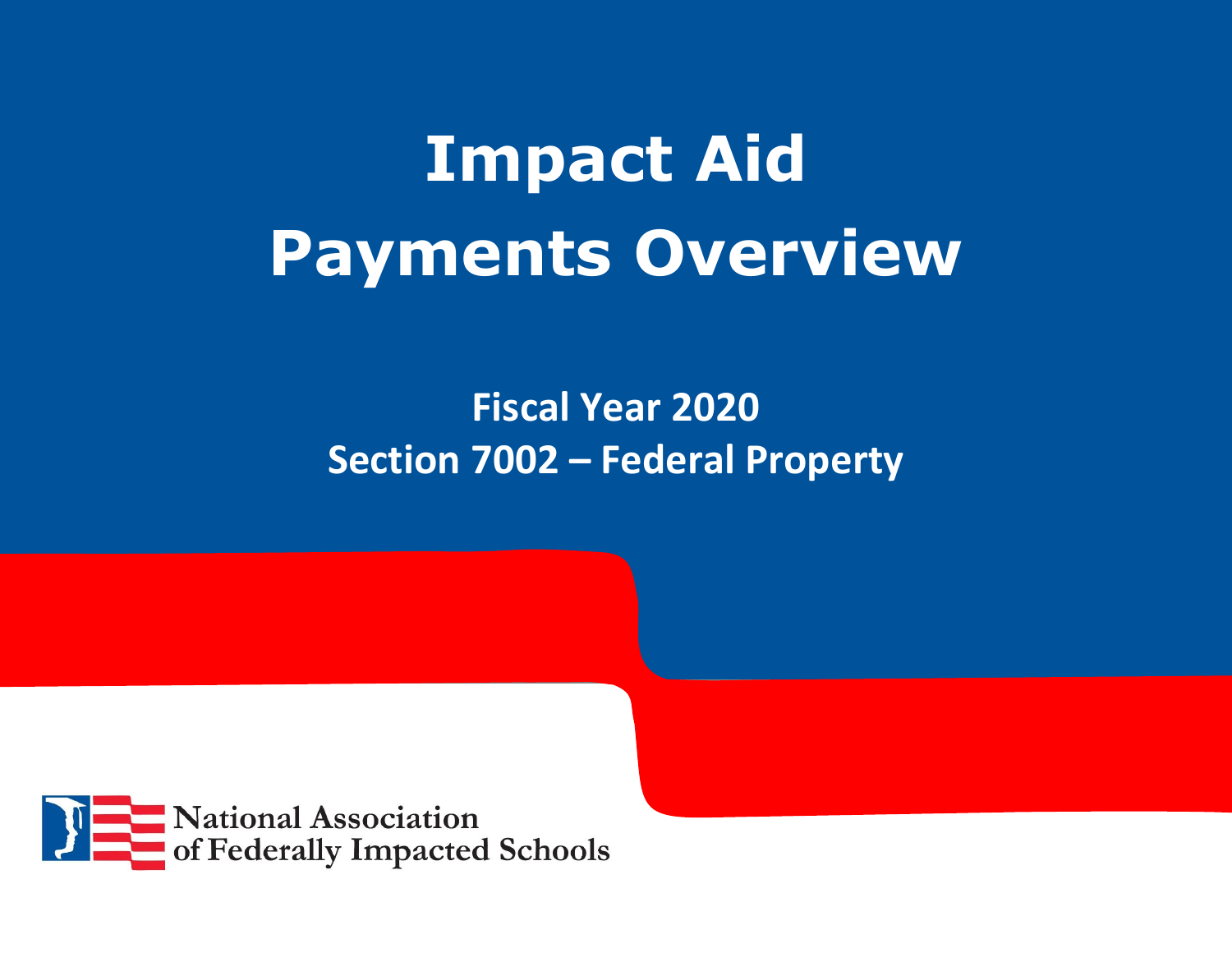# Impact Aid Payments Overview

## Fiscal Year 2020
## Section 7002 – Federal Property

National Association of Federally Impacted Schools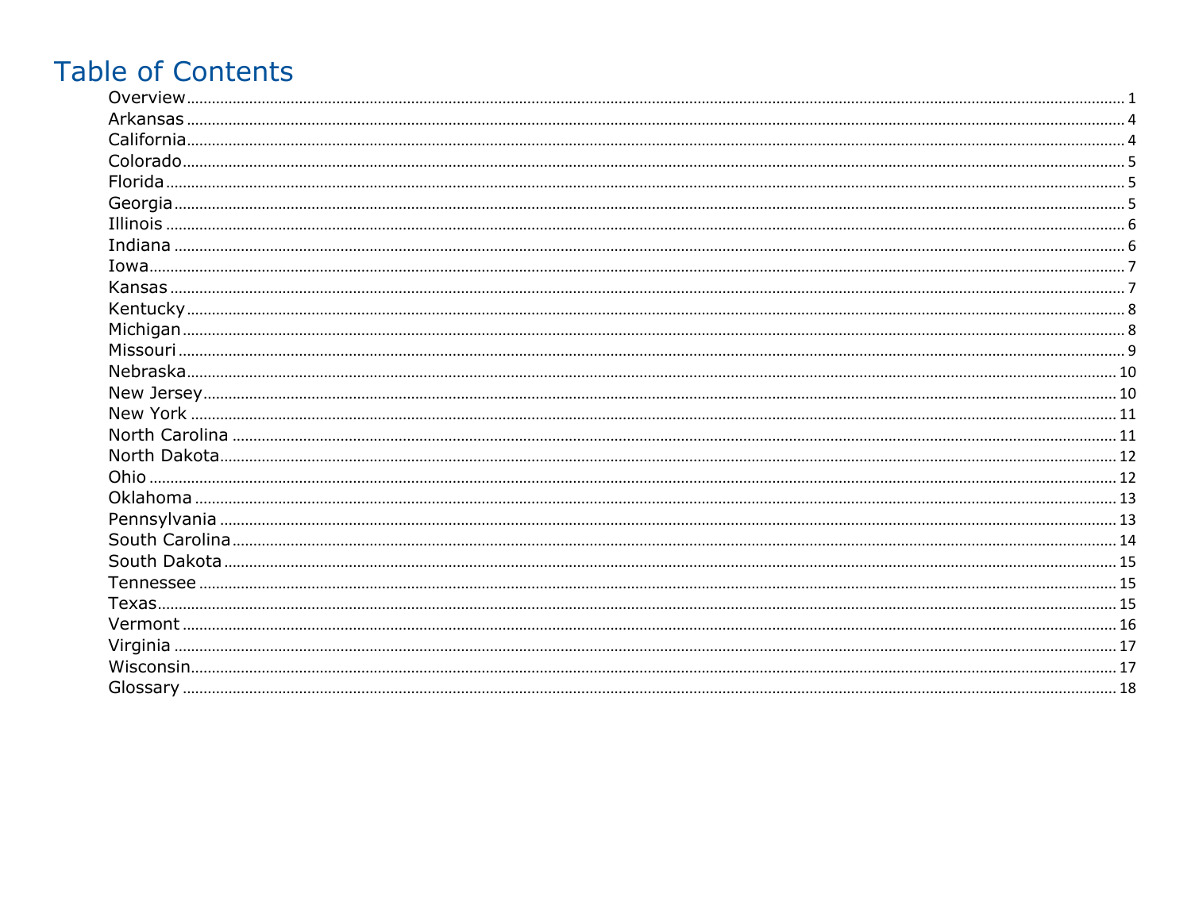# Table of Contents

- Overview ..... 1
- Arkansas ..... 4
- California ..... 4
- Colorado ..... 5
- Florida ..... 5
- Georgia ..... 5
- Illinois ..... 6
- Indiana ..... 6
- Iowa ..... 7
- Kansas ..... 7
- Kentucky ..... 8
- Michigan ..... 8
- Missouri ..... 9
- Nebraska ..... 10
- New Jersey ..... 10
- New York ..... 11
- North Carolina ..... 11
- North Dakota ..... 12
- Ohio ..... 12
- Oklahoma ..... 13
- Pennsylvania ..... 13
- South Carolina ..... 14
- South Dakota ..... 15
- Tennessee ..... 15
- Texas ..... 15
- Vermont ..... 16
- Virginia ..... 17
- Wisconsin ..... 17
- Glossary ..... 18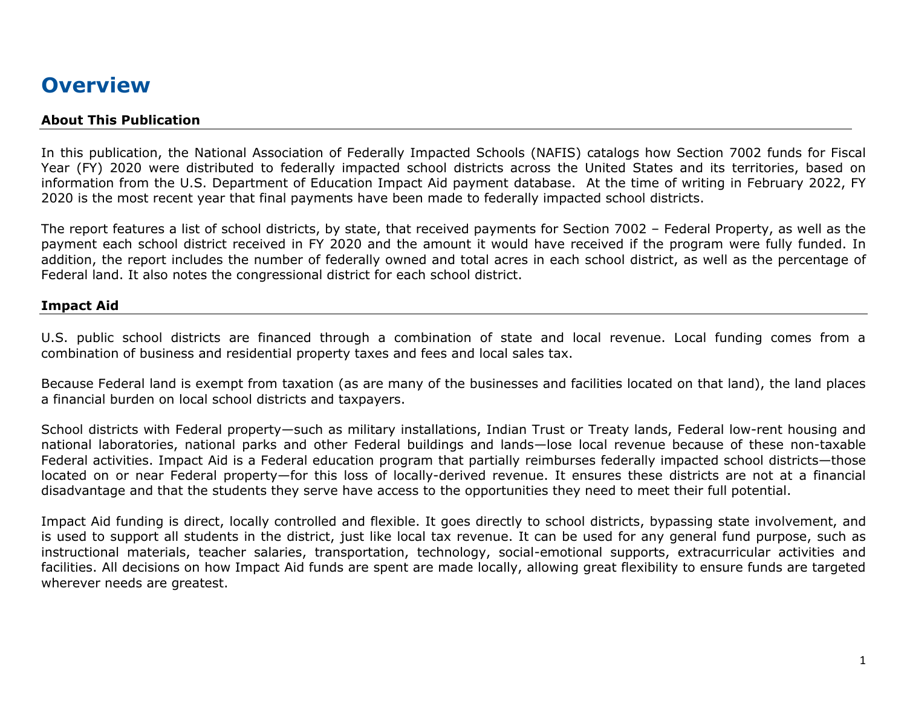# Overview

## About This Publication

In this publication, the National Association of Federally Impacted Schools (NAFIS) catalogs how Section 7002 funds for Fiscal Year (FY) 2020 were distributed to federally impacted school districts across the United States and its territories, based on information from the U.S. Department of Education Impact Aid payment database.  At the time of writing in February 2022, FY 2020 is the most recent year that final payments have been made to federally impacted school districts.

The report features a list of school districts, by state, that received payments for Section 7002 – Federal Property, as well as the payment each school district received in FY 2020 and the amount it would have received if the program were fully funded. In addition, the report includes the number of federally owned and total acres in each school district, as well as the percentage of Federal land. It also notes the congressional district for each school district.

## Impact Aid

U.S. public school districts are financed through a combination of state and local revenue. Local funding comes from a combination of business and residential property taxes and fees and local sales tax.

Because Federal land is exempt from taxation (as are many of the businesses and facilities located on that land), the land places a financial burden on local school districts and taxpayers.

School districts with Federal property—such as military installations, Indian Trust or Treaty lands, Federal low-rent housing and national laboratories, national parks and other Federal buildings and lands—lose local revenue because of these non-taxable Federal activities. Impact Aid is a Federal education program that partially reimburses federally impacted school districts—those located on or near Federal property—for this loss of locally-derived revenue. It ensures these districts are not at a financial disadvantage and that the students they serve have access to the opportunities they need to meet their full potential.

Impact Aid funding is direct, locally controlled and flexible. It goes directly to school districts, bypassing state involvement, and is used to support all students in the district, just like local tax revenue. It can be used for any general fund purpose, such as instructional materials, teacher salaries, transportation, technology, social-emotional supports, extracurricular activities and facilities. All decisions on how Impact Aid funds are spent are made locally, allowing great flexibility to ensure funds are targeted wherever needs are greatest.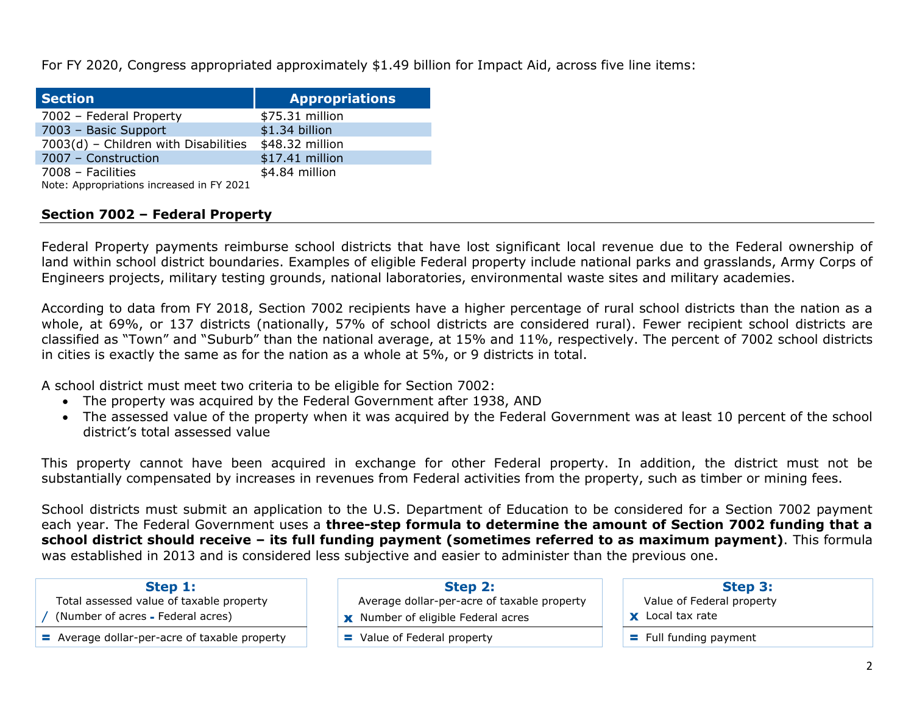For FY 2020, Congress appropriated approximately $1.49 billion for Impact Aid, across five line items:

| Section | Appropriations |
|---|---|
| 7002 – Federal Property | $75.31 million |
| 7003 – Basic Support | $1.34 billion |
| 7003(d) – Children with Disabilities | $48.32 million |
| 7007 – Construction | $17.41 million |
| 7008 – Facilities | $4.84 million |

Note: Appropriations increased in FY 2021

## Section 7002 – Federal Property

Federal Property payments reimburse school districts that have lost significant local revenue due to the Federal ownership of land within school district boundaries. Examples of eligible Federal property include national parks and grasslands, Army Corps of Engineers projects, military testing grounds, national laboratories, environmental waste sites and military academies.

According to data from FY 2018, Section 7002 recipients have a higher percentage of rural school districts than the nation as a whole, at 69%, or 137 districts (nationally, 57% of school districts are considered rural). Fewer recipient school districts are classified as "Town" and "Suburb" than the national average, at 15% and 11%, respectively. The percent of 7002 school districts in cities is exactly the same as for the nation as a whole at 5%, or 9 districts in total.

A school district must meet two criteria to be eligible for Section 7002:

- The property was acquired by the Federal Government after 1938, AND
- The assessed value of the property when it was acquired by the Federal Government was at least 10 percent of the school district's total assessed value

This property cannot have been acquired in exchange for other Federal property. In addition, the district must not be substantially compensated by increases in revenues from Federal activities from the property, such as timber or mining fees.

School districts must submit an application to the U.S. Department of Education to be considered for a Section 7002 payment each year. The Federal Government uses a **three-step formula to determine the amount of Section 7002 funding that a school district should receive – its full funding payment (sometimes referred to as maximum payment)**. This formula was established in 2013 and is considered less subjective and easier to administer than the previous one.

**Step 1:**
Total assessed value of taxable property
/ (Number of acres - Federal acres)
= Average dollar-per-acre of taxable property

**Step 2:**
Average dollar-per-acre of taxable property
x Number of eligible Federal acres
= Value of Federal property

**Step 3:**
Value of Federal property
x Local tax rate
= Full funding payment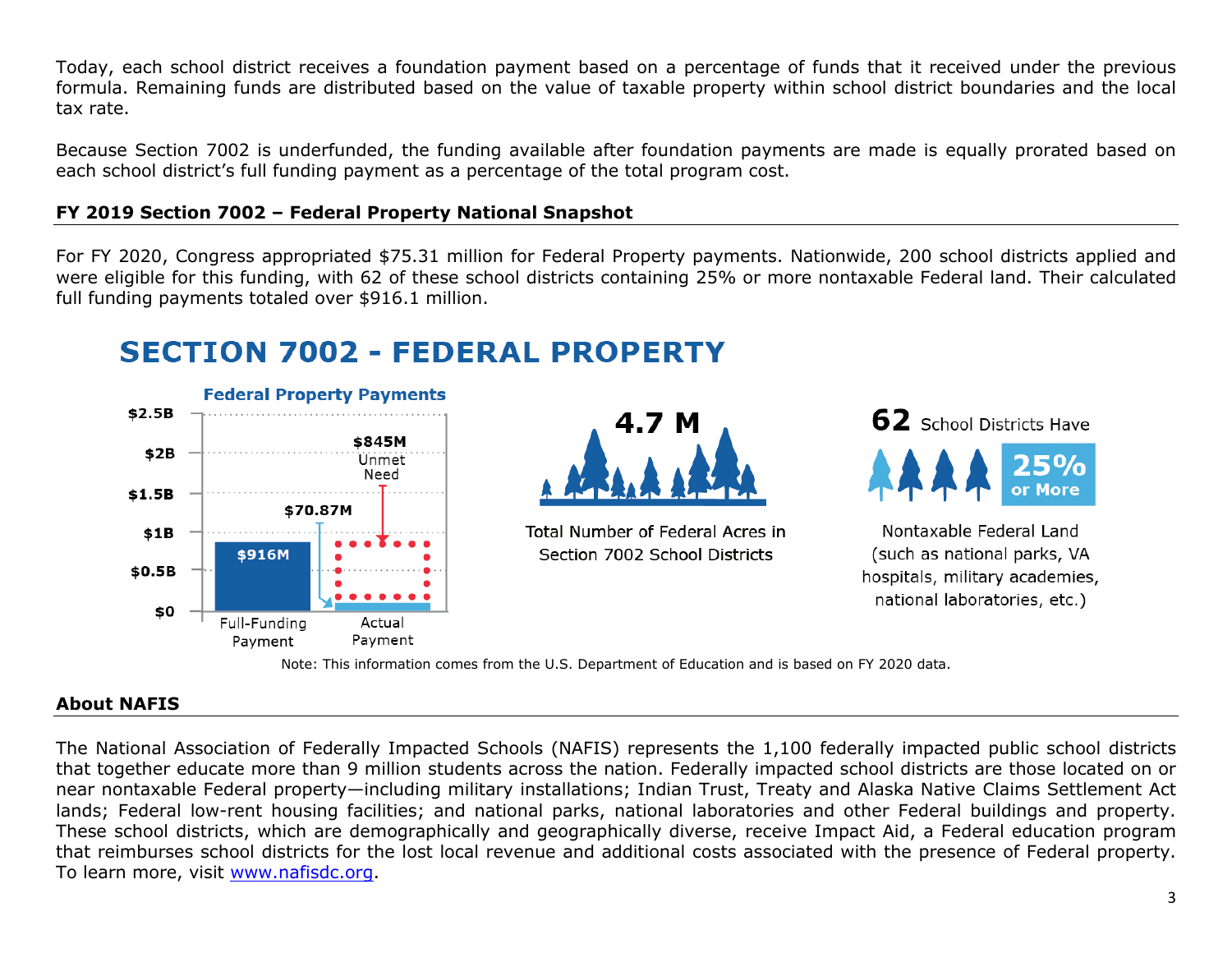Today, each school district receives a foundation payment based on a percentage of funds that it received under the previous formula. Remaining funds are distributed based on the value of taxable property within school district boundaries and the local tax rate.

Because Section 7002 is underfunded, the funding available after foundation payments are made is equally prorated based on each school district's full funding payment as a percentage of the total program cost.

## FY 2019 Section 7002 – Federal Property National Snapshot

For FY 2020, Congress appropriated $75.31 million for Federal Property payments. Nationwide, 200 school districts applied and were eligible for this funding, with 62 of these school districts containing 25% or more nontaxable Federal land. Their calculated full funding payments totaled over $916.1 million.

### SECTION 7002 - FEDERAL PROPERTY

**Federal Property Payments**

| | Full-Funding Payment | Actual Payment |
|---|---|---|
| Amount | $916M | $70.87M |
| Unmet Need | | $845M |

**4.7 M** Total Number of Federal Acres in Section 7002 School Districts

**62** School Districts Have **25% or More** Nontaxable Federal Land (such as national parks, VA hospitals, military academies, national laboratories, etc.)

Note: This information comes from the U.S. Department of Education and is based on FY 2020 data.

## About NAFIS

The National Association of Federally Impacted Schools (NAFIS) represents the 1,100 federally impacted public school districts that together educate more than 9 million students across the nation. Federally impacted school districts are those located on or near nontaxable Federal property—including military installations; Indian Trust, Treaty and Alaska Native Claims Settlement Act lands; Federal low-rent housing facilities; and national parks, national laboratories and other Federal buildings and property. These school districts, which are demographically and geographically diverse, receive Impact Aid, a Federal education program that reimburses school districts for the lost local revenue and additional costs associated with the presence of Federal property. To learn more, visit [www.nafisdc.org](www.nafisdc.org).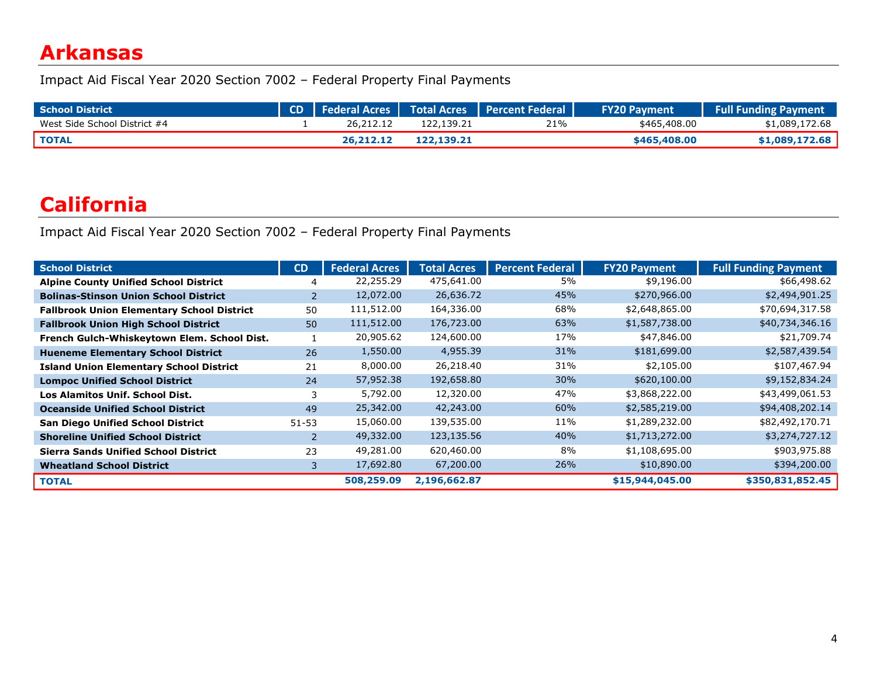# Arkansas

Impact Aid Fiscal Year 2020 Section 7002 – Federal Property Final Payments

| School District | CD | Federal Acres | Total Acres | Percent Federal | FY20 Payment | Full Funding Payment |
|---|---|---|---|---|---|---|
| West Side School District #4 | 1 | 26,212.12 | 122,139.21 | 21% | $465,408.00 | $1,089,172.68 |
| **TOTAL** | | **26,212.12** | **122,139.21** | | **$465,408.00** | **$1,089,172.68** |

# California

Impact Aid Fiscal Year 2020 Section 7002 – Federal Property Final Payments

| School District | CD | Federal Acres | Total Acres | Percent Federal | FY20 Payment | Full Funding Payment |
|---|---|---|---|---|---|---|
| **Alpine County Unified School District** | 4 | 22,255.29 | 475,641.00 | 5% | $9,196.00 | $66,498.62 |
| **Bolinas-Stinson Union School District** | 2 | 12,072.00 | 26,636.72 | 45% | $270,966.00 | $2,494,901.25 |
| **Fallbrook Union Elementary School District** | 50 | 111,512.00 | 164,336.00 | 68% | $2,648,865.00 | $70,694,317.58 |
| **Fallbrook Union High School District** | 50 | 111,512.00 | 176,723.00 | 63% | $1,587,738.00 | $40,734,346.16 |
| **French Gulch-Whiskeytown Elem. School Dist.** | 1 | 20,905.62 | 124,600.00 | 17% | $47,846.00 | $21,709.74 |
| **Hueneme Elementary School District** | 26 | 1,550.00 | 4,955.39 | 31% | $181,699.00 | $2,587,439.54 |
| **Island Union Elementary School District** | 21 | 8,000.00 | 26,218.40 | 31% | $2,105.00 | $107,467.94 |
| **Lompoc Unified School District** | 24 | 57,952.38 | 192,658.80 | 30% | $620,100.00 | $9,152,834.24 |
| **Los Alamitos Unif. School Dist.** | 3 | 5,792.00 | 12,320.00 | 47% | $3,868,222.00 | $43,499,061.53 |
| **Oceanside Unified School District** | 49 | 25,342.00 | 42,243.00 | 60% | $2,585,219.00 | $94,408,202.14 |
| **San Diego Unified School District** | 51-53 | 15,060.00 | 139,535.00 | 11% | $1,289,232.00 | $82,492,170.71 |
| **Shoreline Unified School District** | 2 | 49,332.00 | 123,135.56 | 40% | $1,713,272.00 | $3,274,727.12 |
| **Sierra Sands Unified School District** | 23 | 49,281.00 | 620,460.00 | 8% | $1,108,695.00 | $903,975.88 |
| **Wheatland School District** | 3 | 17,692.80 | 67,200.00 | 26% | $10,890.00 | $394,200.00 |
| **TOTAL** | | **508,259.09** | **2,196,662.87** | | **$15,944,045.00** | **$350,831,852.45** |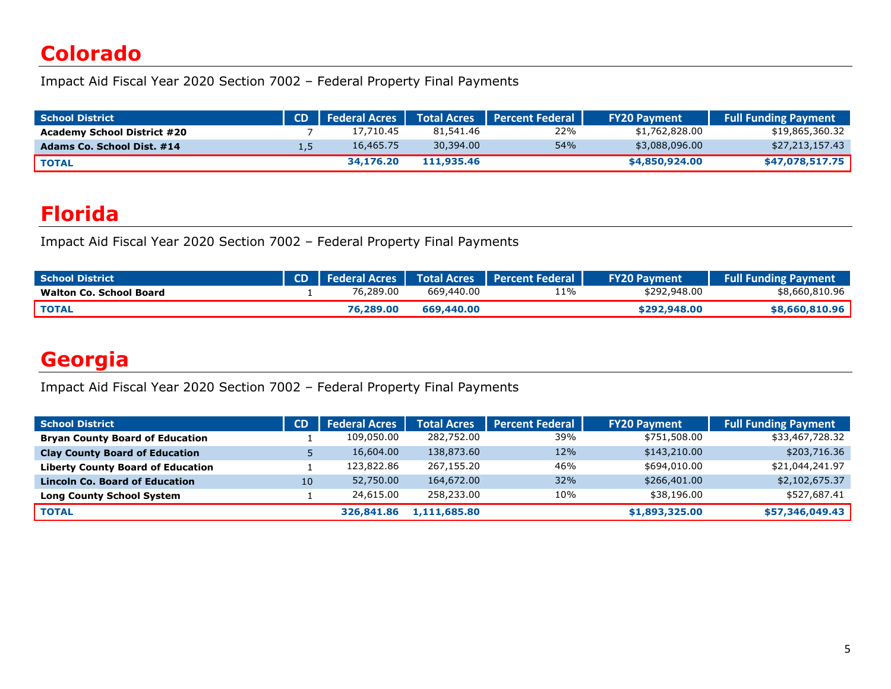# Colorado

Impact Aid Fiscal Year 2020 Section 7002 – Federal Property Final Payments

| School District | CD | Federal Acres | Total Acres | Percent Federal | FY20 Payment | Full Funding Payment |
|---|---|---|---|---|---|---|
| **Academy School District #20** | 7 | 17,710.45 | 81,541.46 | 22% | $1,762,828.00 | $19,865,360.32 |
| **Adams Co. School Dist. #14** | 1,5 | 16,465.75 | 30,394.00 | 54% | $3,088,096.00 | $27,213,157.43 |
| **TOTAL** | | **34,176.20** | **111,935.46** | | **$4,850,924.00** | **$47,078,517.75** |

# Florida

Impact Aid Fiscal Year 2020 Section 7002 – Federal Property Final Payments

| School District | CD | Federal Acres | Total Acres | Percent Federal | FY20 Payment | Full Funding Payment |
|---|---|---|---|---|---|---|
| **Walton Co. School Board** | 1 | 76,289.00 | 669,440.00 | 11% | $292,948.00 | $8,660,810.96 |
| **TOTAL** | | **76,289.00** | **669,440.00** | | **$292,948.00** | **$8,660,810.96** |

# Georgia

Impact Aid Fiscal Year 2020 Section 7002 – Federal Property Final Payments

| School District | CD | Federal Acres | Total Acres | Percent Federal | FY20 Payment | Full Funding Payment |
|---|---|---|---|---|---|---|
| **Bryan County Board of Education** | 1 | 109,050.00 | 282,752.00 | 39% | $751,508.00 | $33,467,728.32 |
| **Clay County Board of Education** | 5 | 16,604.00 | 138,873.60 | 12% | $143,210.00 | $203,716.36 |
| **Liberty County Board of Education** | 1 | 123,822.86 | 267,155.20 | 46% | $694,010.00 | $21,044,241.97 |
| **Lincoln Co. Board of Education** | 10 | 52,750.00 | 164,672.00 | 32% | $266,401.00 | $2,102,675.37 |
| **Long County School System** | 1 | 24,615.00 | 258,233.00 | 10% | $38,196.00 | $527,687.41 |
| **TOTAL** | | **326,841.86** | **1,111,685.80** | | **$1,893,325.00** | **$57,346,049.43** |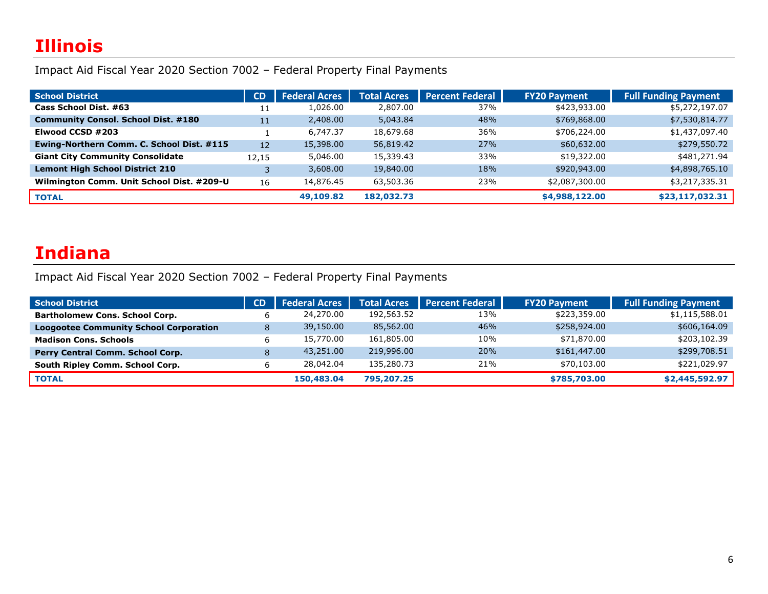# Illinois

Impact Aid Fiscal Year 2020 Section 7002 – Federal Property Final Payments

| School District | CD | Federal Acres | Total Acres | Percent Federal | FY20 Payment | Full Funding Payment |
|---|---|---|---|---|---|---|
| **Cass School Dist. #63** | 11 | 1,026.00 | 2,807.00 | 37% | $423,933.00 | $5,272,197.07 |
| **Community Consol. School Dist. #180** | 11 | 2,408.00 | 5,043.84 | 48% | $769,868.00 | $7,530,814.77 |
| **Elwood CCSD #203** | 1 | 6,747.37 | 18,679.68 | 36% | $706,224.00 | $1,437,097.40 |
| **Ewing-Northern Comm. C. School Dist. #115** | 12 | 15,398.00 | 56,819.42 | 27% | $60,632.00 | $279,550.72 |
| **Giant City Community Consolidate** | 12,15 | 5,046.00 | 15,339.43 | 33% | $19,322.00 | $481,271.94 |
| **Lemont High School District 210** | 3 | 3,608.00 | 19,840.00 | 18% | $920,943.00 | $4,898,765.10 |
| **Wilmington Comm. Unit School Dist. #209-U** | 16 | 14,876.45 | 63,503.36 | 23% | $2,087,300.00 | $3,217,335.31 |
| **TOTAL** | | **49,109.82** | **182,032.73** | | **$4,988,122.00** | **$23,117,032.31** |

# Indiana

Impact Aid Fiscal Year 2020 Section 7002 – Federal Property Final Payments

| School District | CD | Federal Acres | Total Acres | Percent Federal | FY20 Payment | Full Funding Payment |
|---|---|---|---|---|---|---|
| **Bartholomew Cons. School Corp.** | 6 | 24,270.00 | 192,563.52 | 13% | $223,359.00 | $1,115,588.01 |
| **Loogootee Community School Corporation** | 8 | 39,150.00 | 85,562.00 | 46% | $258,924.00 | $606,164.09 |
| **Madison Cons. Schools** | 6 | 15,770.00 | 161,805.00 | 10% | $71,870.00 | $203,102.39 |
| **Perry Central Comm. School Corp.** | 8 | 43,251.00 | 219,996.00 | 20% | $161,447.00 | $299,708.51 |
| **South Ripley Comm. School Corp.** | 6 | 28,042.04 | 135,280.73 | 21% | $70,103.00 | $221,029.97 |
| **TOTAL** | | **150,483.04** | **795,207.25** | | **$785,703.00** | **$2,445,592.97** |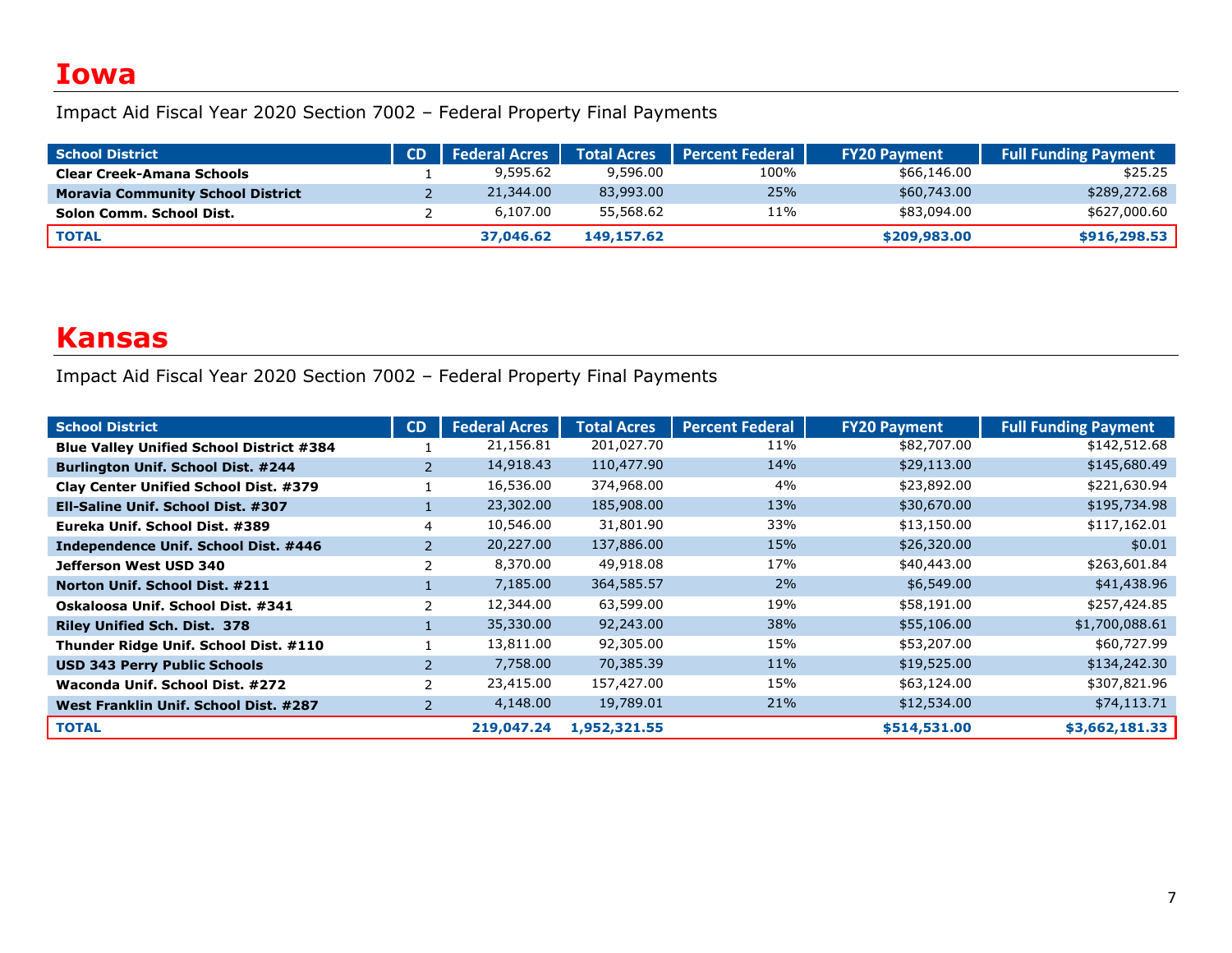# Iowa

Impact Aid Fiscal Year 2020 Section 7002 – Federal Property Final Payments

| School District | CD | Federal Acres | Total Acres | Percent Federal | FY20 Payment | Full Funding Payment |
|---|---|---|---|---|---|---|
| **Clear Creek-Amana Schools** | 1 | 9,595.62 | 9,596.00 | 100% | $66,146.00 | $25.25 |
| **Moravia Community School District** | 2 | 21,344.00 | 83,993.00 | 25% | $60,743.00 | $289,272.68 |
| **Solon Comm. School Dist.** | 2 | 6,107.00 | 55,568.62 | 11% | $83,094.00 | $627,000.60 |
| **TOTAL** | | **37,046.62** | **149,157.62** | | **$209,983.00** | **$916,298.53** |

# Kansas

Impact Aid Fiscal Year 2020 Section 7002 – Federal Property Final Payments

| School District | CD | Federal Acres | Total Acres | Percent Federal | FY20 Payment | Full Funding Payment |
|---|---|---|---|---|---|---|
| **Blue Valley Unified School District #384** | 1 | 21,156.81 | 201,027.70 | 11% | $82,707.00 | $142,512.68 |
| **Burlington Unif. School Dist. #244** | 2 | 14,918.43 | 110,477.90 | 14% | $29,113.00 | $145,680.49 |
| **Clay Center Unified School Dist. #379** | 1 | 16,536.00 | 374,968.00 | 4% | $23,892.00 | $221,630.94 |
| **Ell-Saline Unif. School Dist. #307** | 1 | 23,302.00 | 185,908.00 | 13% | $30,670.00 | $195,734.98 |
| **Eureka Unif. School Dist. #389** | 4 | 10,546.00 | 31,801.90 | 33% | $13,150.00 | $117,162.01 |
| **Independence Unif. School Dist. #446** | 2 | 20,227.00 | 137,886.00 | 15% | $26,320.00 | $0.01 |
| **Jefferson West USD 340** | 2 | 8,370.00 | 49,918.08 | 17% | $40,443.00 | $263,601.84 |
| **Norton Unif. School Dist. #211** | 1 | 7,185.00 | 364,585.57 | 2% | $6,549.00 | $41,438.96 |
| **Oskaloosa Unif. School Dist. #341** | 2 | 12,344.00 | 63,599.00 | 19% | $58,191.00 | $257,424.85 |
| **Riley Unified Sch. Dist. 378** | 1 | 35,330.00 | 92,243.00 | 38% | $55,106.00 | $1,700,088.61 |
| **Thunder Ridge Unif. School Dist. #110** | 1 | 13,811.00 | 92,305.00 | 15% | $53,207.00 | $60,727.99 |
| **USD 343 Perry Public Schools** | 2 | 7,758.00 | 70,385.39 | 11% | $19,525.00 | $134,242.30 |
| **Waconda Unif. School Dist. #272** | 2 | 23,415.00 | 157,427.00 | 15% | $63,124.00 | $307,821.96 |
| **West Franklin Unif. School Dist. #287** | 2 | 4,148.00 | 19,789.01 | 21% | $12,534.00 | $74,113.71 |
| **TOTAL** | | **219,047.24** | **1,952,321.55** | | **$514,531.00** | **$3,662,181.33** |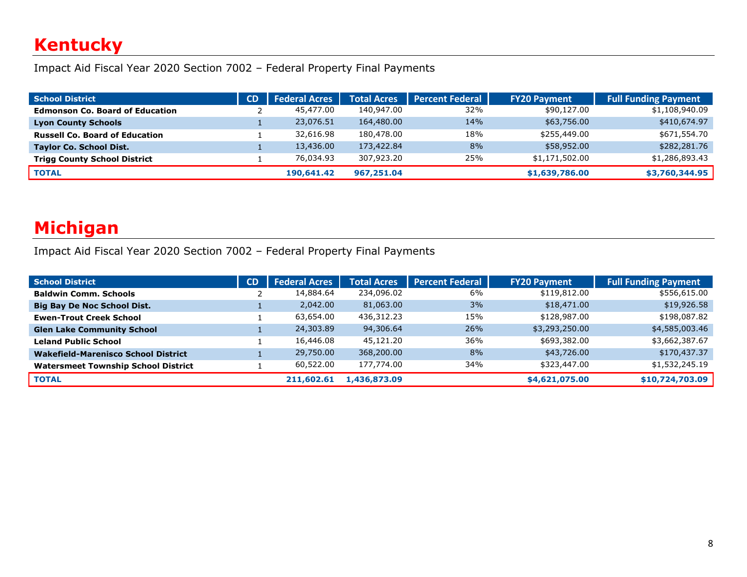# Kentucky

Impact Aid Fiscal Year 2020 Section 7002 – Federal Property Final Payments

| School District | CD | Federal Acres | Total Acres | Percent Federal | FY20 Payment | Full Funding Payment |
|---|---|---|---|---|---|---|
| **Edmonson Co. Board of Education** | 2 | 45,477.00 | 140,947.00 | 32% | $90,127.00 | $1,108,940.09 |
| **Lyon County Schools** | 1 | 23,076.51 | 164,480.00 | 14% | $63,756.00 | $410,674.97 |
| **Russell Co. Board of Education** | 1 | 32,616.98 | 180,478.00 | 18% | $255,449.00 | $671,554.70 |
| **Taylor Co. School Dist.** | 1 | 13,436.00 | 173,422.84 | 8% | $58,952.00 | $282,281.76 |
| **Trigg County School District** | 1 | 76,034.93 | 307,923.20 | 25% | $1,171,502.00 | $1,286,893.43 |
| **TOTAL** | | **190,641.42** | **967,251.04** | | **$1,639,786.00** | **$3,760,344.95** |

# Michigan

Impact Aid Fiscal Year 2020 Section 7002 – Federal Property Final Payments

| School District | CD | Federal Acres | Total Acres | Percent Federal | FY20 Payment | Full Funding Payment |
|---|---|---|---|---|---|---|
| **Baldwin Comm. Schools** | 2 | 14,884.64 | 234,096.02 | 6% | $119,812.00 | $556,615.00 |
| **Big Bay De Noc School Dist.** | 1 | 2,042.00 | 81,063.00 | 3% | $18,471.00 | $19,926.58 |
| **Ewen-Trout Creek School** | 1 | 63,654.00 | 436,312.23 | 15% | $128,987.00 | $198,087.82 |
| **Glen Lake Community School** | 1 | 24,303.89 | 94,306.64 | 26% | $3,293,250.00 | $4,585,003.46 |
| **Leland Public School** | 1 | 16,446.08 | 45,121.20 | 36% | $693,382.00 | $3,662,387.67 |
| **Wakefield-Marenisco School District** | 1 | 29,750.00 | 368,200.00 | 8% | $43,726.00 | $170,437.37 |
| **Watersmeet Township School District** | 1 | 60,522.00 | 177,774.00 | 34% | $323,447.00 | $1,532,245.19 |
| **TOTAL** | | **211,602.61** | **1,436,873.09** | | **$4,621,075.00** | **$10,724,703.09** |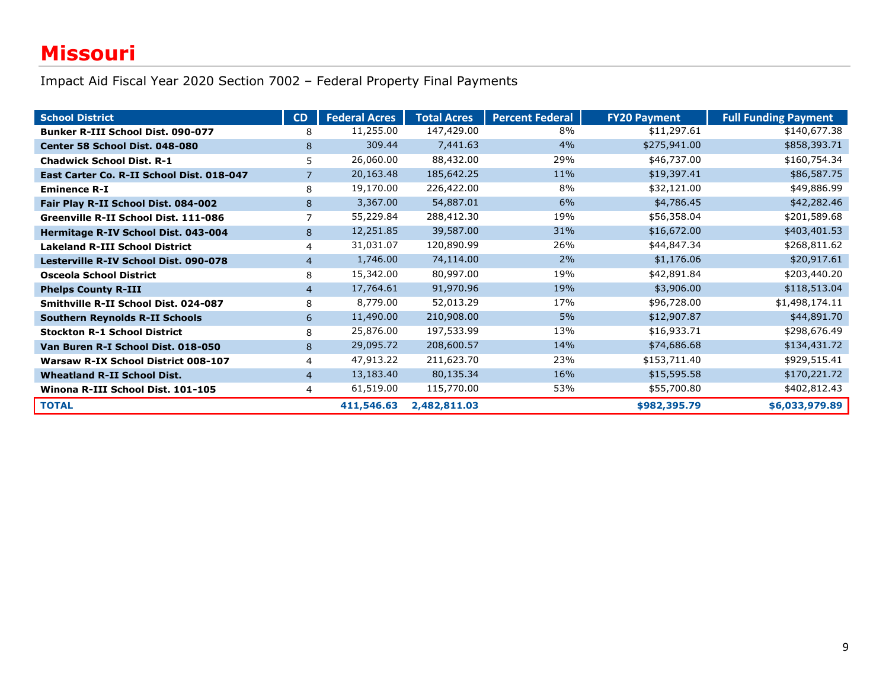# Missouri

Impact Aid Fiscal Year 2020 Section 7002 – Federal Property Final Payments

| School District | CD | Federal Acres | Total Acres | Percent Federal | FY20 Payment | Full Funding Payment |
|---|---|---|---|---|---|---|
| **Bunker R-III School Dist. 090-077** | 8 | 11,255.00 | 147,429.00 | 8% | $11,297.61 | $140,677.38 |
| **Center 58 School Dist. 048-080** | 8 | 309.44 | 7,441.63 | 4% | $275,941.00 | $858,393.71 |
| **Chadwick School Dist. R-1** | 5 | 26,060.00 | 88,432.00 | 29% | $46,737.00 | $160,754.34 |
| **East Carter Co. R-II School Dist. 018-047** | 7 | 20,163.48 | 185,642.25 | 11% | $19,397.41 | $86,587.75 |
| **Eminence R-I** | 8 | 19,170.00 | 226,422.00 | 8% | $32,121.00 | $49,886.99 |
| **Fair Play R-II School Dist. 084-002** | 8 | 3,367.00 | 54,887.01 | 6% | $4,786.45 | $42,282.46 |
| **Greenville R-II School Dist. 111-086** | 7 | 55,229.84 | 288,412.30 | 19% | $56,358.04 | $201,589.68 |
| **Hermitage R-IV School Dist. 043-004** | 8 | 12,251.85 | 39,587.00 | 31% | $16,672.00 | $403,401.53 |
| **Lakeland R-III School District** | 4 | 31,031.07 | 120,890.99 | 26% | $44,847.34 | $268,811.62 |
| **Lesterville R-IV School Dist. 090-078** | 4 | 1,746.00 | 74,114.00 | 2% | $1,176.06 | $20,917.61 |
| **Osceola School District** | 8 | 15,342.00 | 80,997.00 | 19% | $42,891.84 | $203,440.20 |
| **Phelps County R-III** | 4 | 17,764.61 | 91,970.96 | 19% | $3,906.00 | $118,513.04 |
| **Smithville R-II School Dist. 024-087** | 8 | 8,779.00 | 52,013.29 | 17% | $96,728.00 | $1,498,174.11 |
| **Southern Reynolds R-II Schools** | 6 | 11,490.00 | 210,908.00 | 5% | $12,907.87 | $44,891.70 |
| **Stockton R-1 School District** | 8 | 25,876.00 | 197,533.99 | 13% | $16,933.71 | $298,676.49 |
| **Van Buren R-I School Dist. 018-050** | 8 | 29,095.72 | 208,600.57 | 14% | $74,686.68 | $134,431.72 |
| **Warsaw R-IX School District 008-107** | 4 | 47,913.22 | 211,623.70 | 23% | $153,711.40 | $929,515.41 |
| **Wheatland R-II School Dist.** | 4 | 13,183.40 | 80,135.34 | 16% | $15,595.58 | $170,221.72 |
| **Winona R-III School Dist. 101-105** | 4 | 61,519.00 | 115,770.00 | 53% | $55,700.80 | $402,812.43 |
| **TOTAL** | | **411,546.63** | **2,482,811.03** | | **$982,395.79** | **$6,033,979.89** |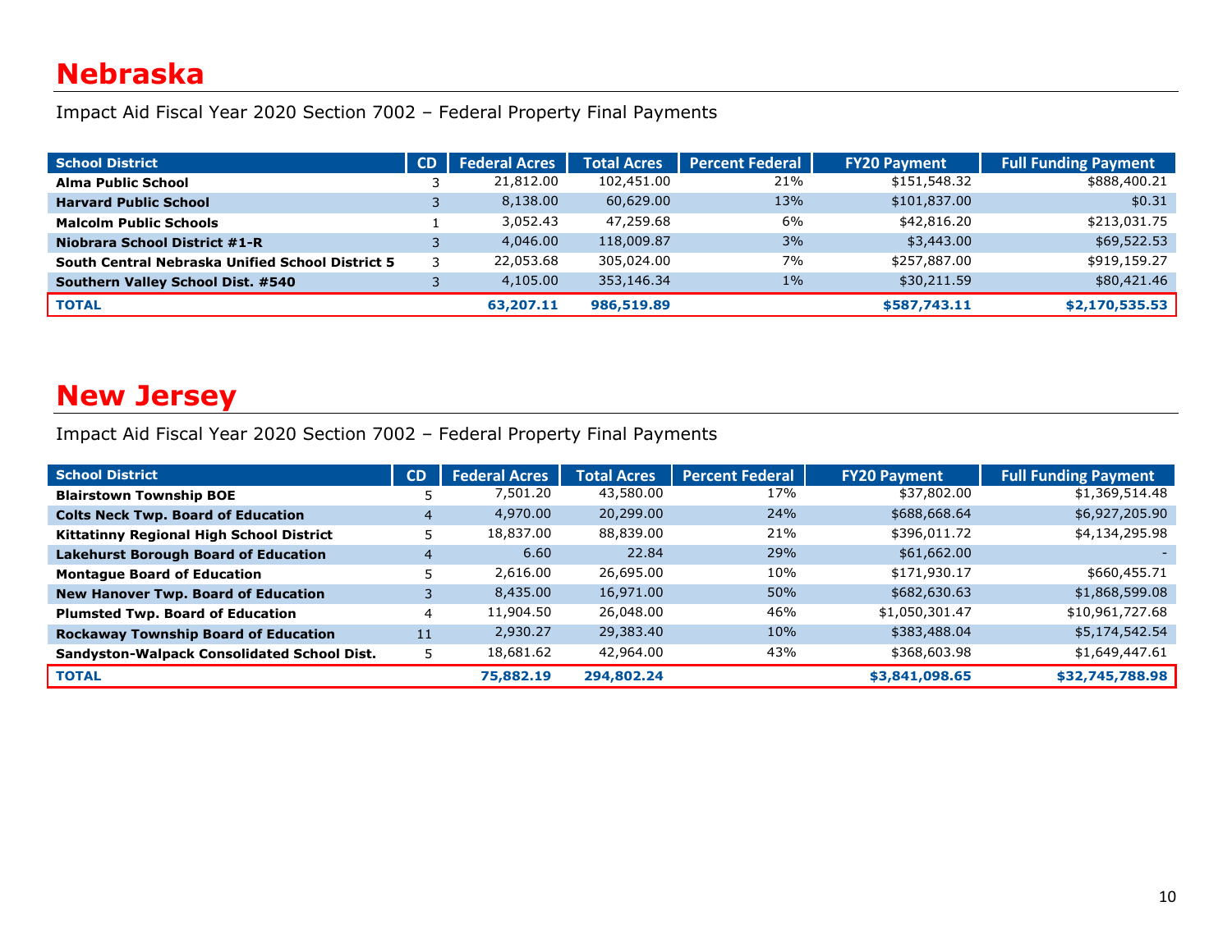# Nebraska

Impact Aid Fiscal Year 2020 Section 7002 – Federal Property Final Payments

| School District | CD | Federal Acres | Total Acres | Percent Federal | FY20 Payment | Full Funding Payment |
|---|---|---|---|---|---|---|
| **Alma Public School** | 3 | 21,812.00 | 102,451.00 | 21% | $151,548.32 | $888,400.21 |
| **Harvard Public School** | 3 | 8,138.00 | 60,629.00 | 13% | $101,837.00 | $0.31 |
| **Malcolm Public Schools** | 1 | 3,052.43 | 47,259.68 | 6% | $42,816.20 | $213,031.75 |
| **Niobrara School District #1-R** | 3 | 4,046.00 | 118,009.87 | 3% | $3,443.00 | $69,522.53 |
| **South Central Nebraska Unified School District 5** | 3 | 22,053.68 | 305,024.00 | 7% | $257,887.00 | $919,159.27 |
| **Southern Valley School Dist. #540** | 3 | 4,105.00 | 353,146.34 | 1% | $30,211.59 | $80,421.46 |
| **TOTAL** | | **63,207.11** | **986,519.89** | | **$587,743.11** | **$2,170,535.53** |

# New Jersey

Impact Aid Fiscal Year 2020 Section 7002 – Federal Property Final Payments

| School District | CD | Federal Acres | Total Acres | Percent Federal | FY20 Payment | Full Funding Payment |
|---|---|---|---|---|---|---|
| **Blairstown Township BOE** | 5 | 7,501.20 | 43,580.00 | 17% | $37,802.00 | $1,369,514.48 |
| **Colts Neck Twp. Board of Education** | 4 | 4,970.00 | 20,299.00 | 24% | $688,668.64 | $6,927,205.90 |
| **Kittatinny Regional High School District** | 5 | 18,837.00 | 88,839.00 | 21% | $396,011.72 | $4,134,295.98 |
| **Lakehurst Borough Board of Education** | 4 | 6.60 | 22.84 | 29% | $61,662.00 | - |
| **Montague Board of Education** | 5 | 2,616.00 | 26,695.00 | 10% | $171,930.17 | $660,455.71 |
| **New Hanover Twp. Board of Education** | 3 | 8,435.00 | 16,971.00 | 50% | $682,630.63 | $1,868,599.08 |
| **Plumsted Twp. Board of Education** | 4 | 11,904.50 | 26,048.00 | 46% | $1,050,301.47 | $10,961,727.68 |
| **Rockaway Township Board of Education** | 11 | 2,930.27 | 29,383.40 | 10% | $383,488.04 | $5,174,542.54 |
| **Sandyston-Walpack Consolidated School Dist.** | 5 | 18,681.62 | 42,964.00 | 43% | $368,603.98 | $1,649,447.61 |
| **TOTAL** | | **75,882.19** | **294,802.24** | | **$3,841,098.65** | **$32,745,788.98** |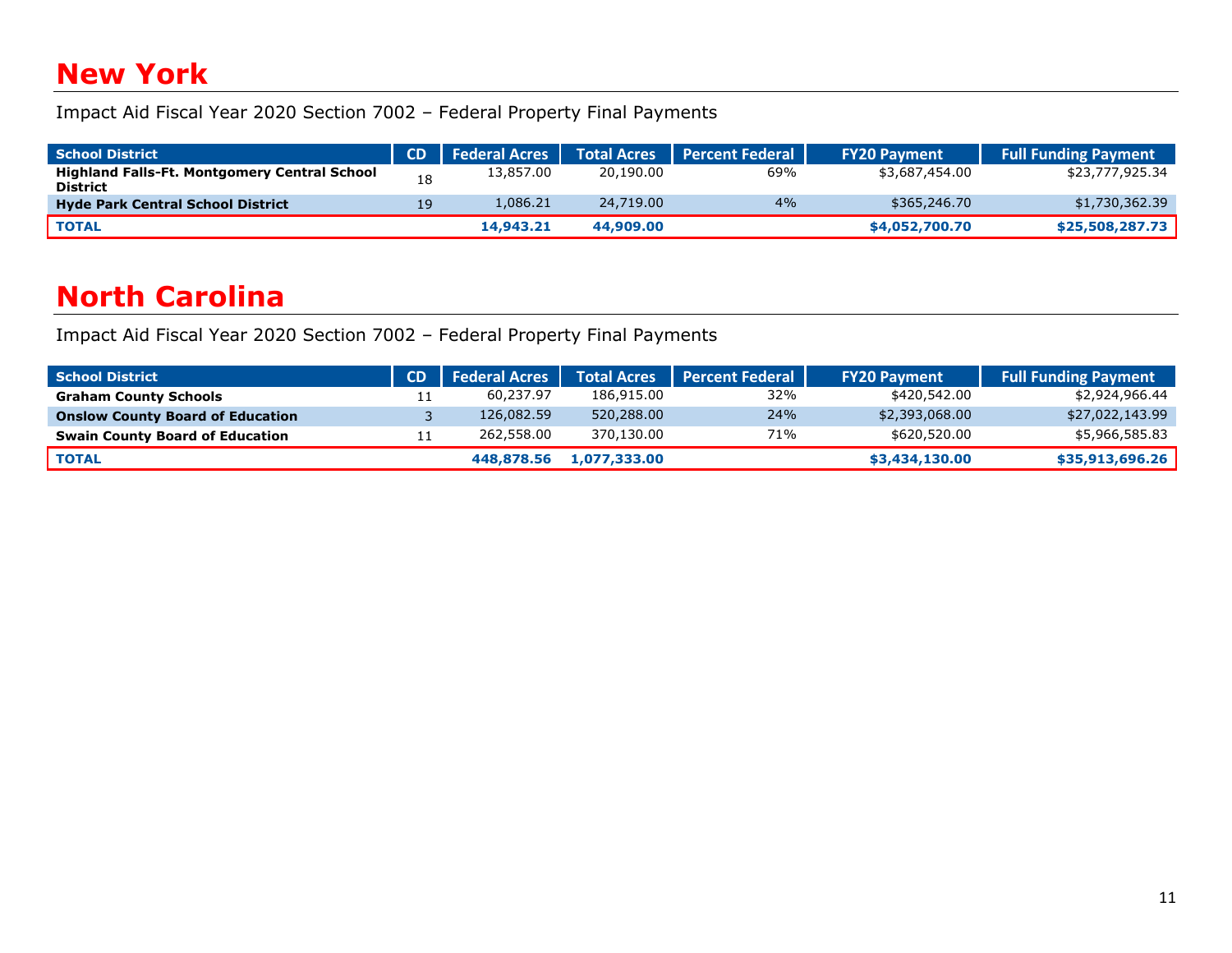# New York

Impact Aid Fiscal Year 2020 Section 7002 – Federal Property Final Payments

| School District | CD | Federal Acres | Total Acres | Percent Federal | FY20 Payment | Full Funding Payment |
|---|---|---|---|---|---|---|
| **Highland Falls-Ft. Montgomery Central School District** | 18 | 13,857.00 | 20,190.00 | 69% | $3,687,454.00 | $23,777,925.34 |
| **Hyde Park Central School District** | 19 | 1,086.21 | 24,719.00 | 4% | $365,246.70 | $1,730,362.39 |
| **TOTAL** | | **14,943.21** | **44,909.00** | | **$4,052,700.70** | **$25,508,287.73** |

# North Carolina

Impact Aid Fiscal Year 2020 Section 7002 – Federal Property Final Payments

| School District | CD | Federal Acres | Total Acres | Percent Federal | FY20 Payment | Full Funding Payment |
|---|---|---|---|---|---|---|
| **Graham County Schools** | 11 | 60,237.97 | 186,915.00 | 32% | $420,542.00 | $2,924,966.44 |
| **Onslow County Board of Education** | 3 | 126,082.59 | 520,288.00 | 24% | $2,393,068.00 | $27,022,143.99 |
| **Swain County Board of Education** | 11 | 262,558.00 | 370,130.00 | 71% | $620,520.00 | $5,966,585.83 |
| **TOTAL** | | **448,878.56** | **1,077,333.00** | | **$3,434,130.00** | **$35,913,696.26** |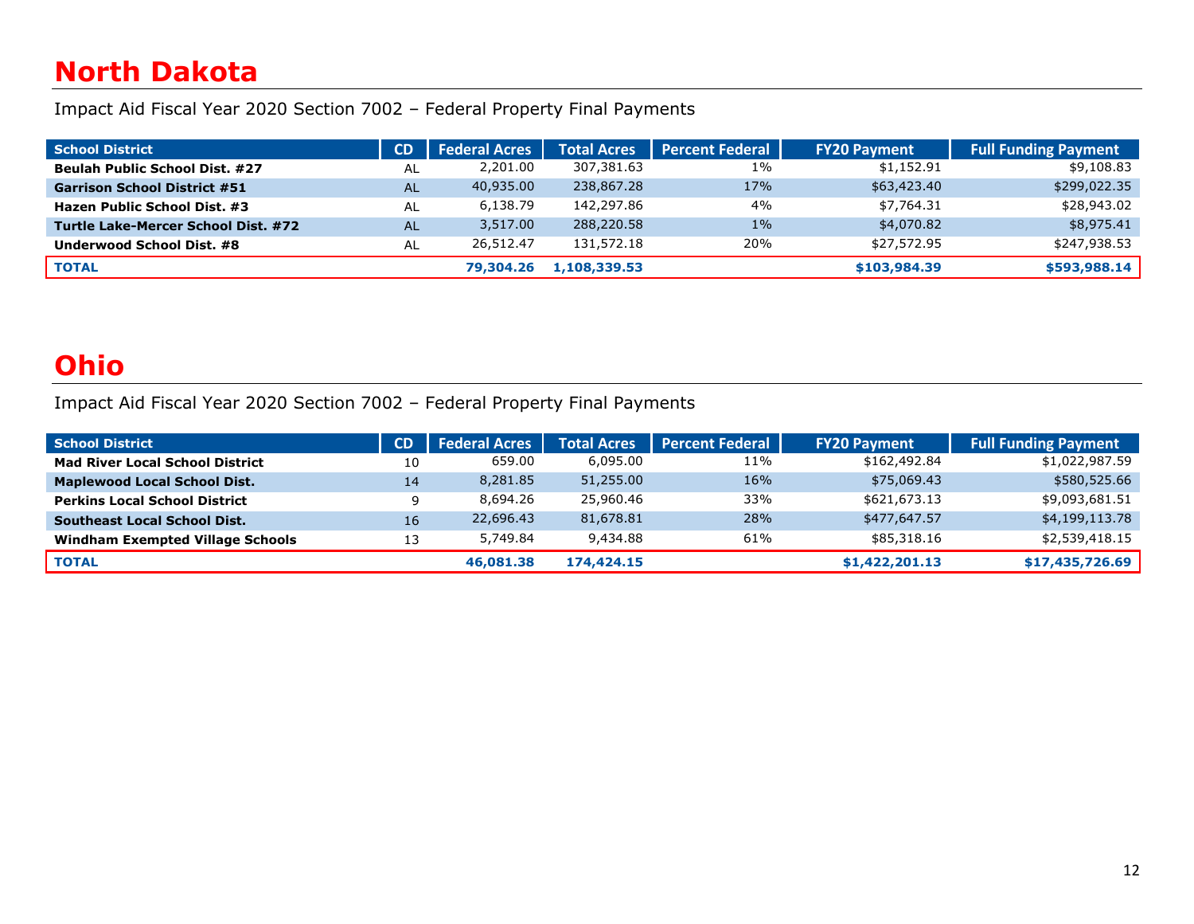# North Dakota

Impact Aid Fiscal Year 2020 Section 7002 – Federal Property Final Payments

| School District | CD | Federal Acres | Total Acres | Percent Federal | FY20 Payment | Full Funding Payment |
|---|---|---|---|---|---|---|
| **Beulah Public School Dist. #27** | AL | 2,201.00 | 307,381.63 | 1% | $1,152.91 | $9,108.83 |
| **Garrison School District #51** | AL | 40,935.00 | 238,867.28 | 17% | $63,423.40 | $299,022.35 |
| **Hazen Public School Dist. #3** | AL | 6,138.79 | 142,297.86 | 4% | $7,764.31 | $28,943.02 |
| **Turtle Lake-Mercer School Dist. #72** | AL | 3,517.00 | 288,220.58 | 1% | $4,070.82 | $8,975.41 |
| **Underwood School Dist. #8** | AL | 26,512.47 | 131,572.18 | 20% | $27,572.95 | $247,938.53 |
| **TOTAL** | | **79,304.26** | **1,108,339.53** | | **$103,984.39** | **$593,988.14** |

# Ohio

Impact Aid Fiscal Year 2020 Section 7002 – Federal Property Final Payments

| School District | CD | Federal Acres | Total Acres | Percent Federal | FY20 Payment | Full Funding Payment |
|---|---|---|---|---|---|---|
| **Mad River Local School District** | 10 | 659.00 | 6,095.00 | 11% | $162,492.84 | $1,022,987.59 |
| **Maplewood Local School Dist.** | 14 | 8,281.85 | 51,255.00 | 16% | $75,069.43 | $580,525.66 |
| **Perkins Local School District** | 9 | 8,694.26 | 25,960.46 | 33% | $621,673.13 | $9,093,681.51 |
| **Southeast Local School Dist.** | 16 | 22,696.43 | 81,678.81 | 28% | $477,647.57 | $4,199,113.78 |
| **Windham Exempted Village Schools** | 13 | 5,749.84 | 9,434.88 | 61% | $85,318.16 | $2,539,418.15 |
| **TOTAL** | | **46,081.38** | **174,424.15** | | **$1,422,201.13** | **$17,435,726.69** |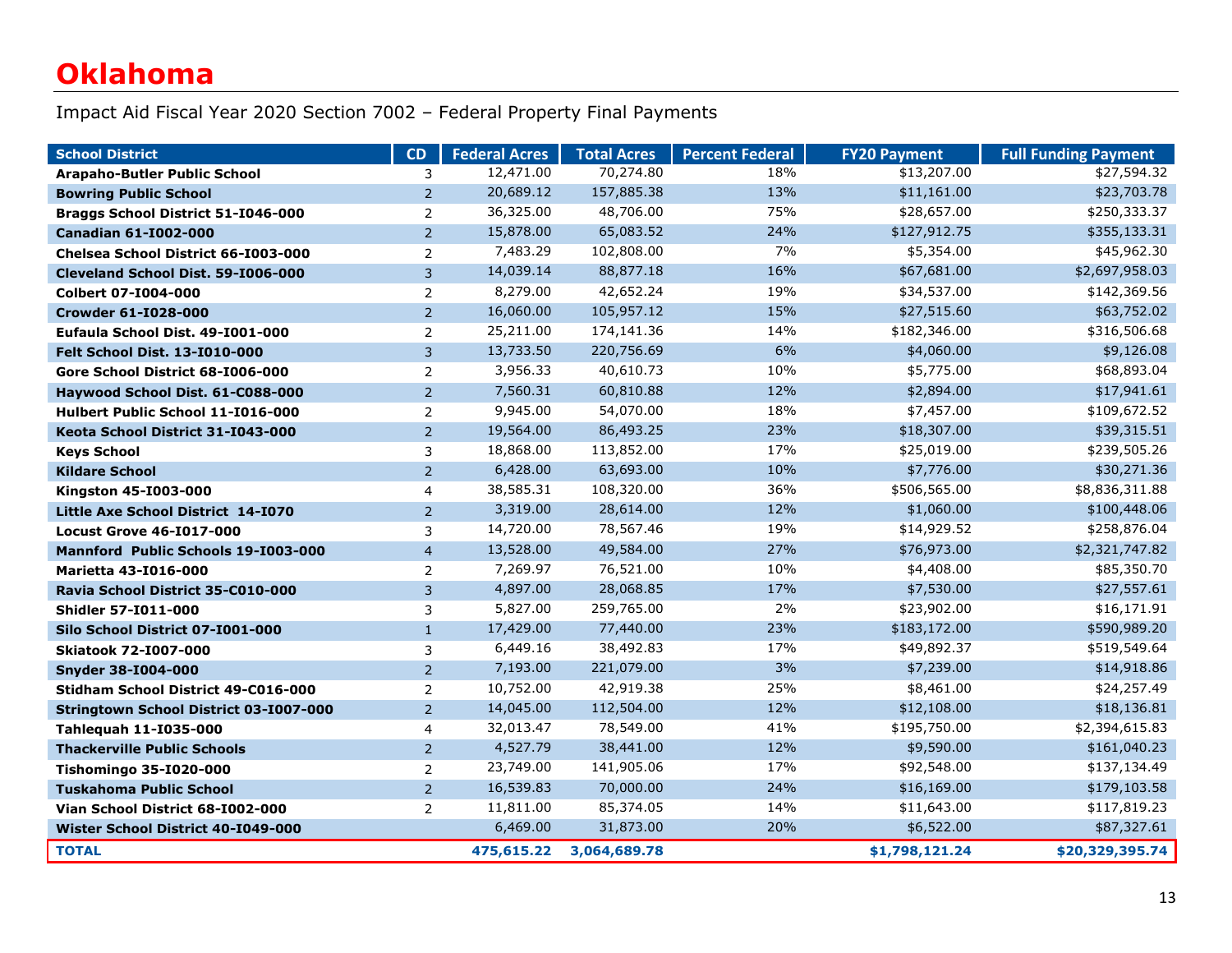# Oklahoma

Impact Aid Fiscal Year 2020 Section 7002 – Federal Property Final Payments

| School District | CD | Federal Acres | Total Acres | Percent Federal | FY20 Payment | Full Funding Payment |
|---|---|---|---|---|---|---|
| **Arapaho-Butler Public School** | 3 | 12,471.00 | 70,274.80 | 18% | $13,207.00 | $27,594.32 |
| **Bowring Public School** | 2 | 20,689.12 | 157,885.38 | 13% | $11,161.00 | $23,703.78 |
| **Braggs School District 51-I046-000** | 2 | 36,325.00 | 48,706.00 | 75% | $28,657.00 | $250,333.37 |
| **Canadian 61-I002-000** | 2 | 15,878.00 | 65,083.52 | 24% | $127,912.75 | $355,133.31 |
| **Chelsea School District 66-I003-000** | 2 | 7,483.29 | 102,808.00 | 7% | $5,354.00 | $45,962.30 |
| **Cleveland School Dist. 59-I006-000** | 3 | 14,039.14 | 88,877.18 | 16% | $67,681.00 | $2,697,958.03 |
| **Colbert 07-I004-000** | 2 | 8,279.00 | 42,652.24 | 19% | $34,537.00 | $142,369.56 |
| **Crowder 61-I028-000** | 2 | 16,060.00 | 105,957.12 | 15% | $27,515.60 | $63,752.02 |
| **Eufaula School Dist. 49-I001-000** | 2 | 25,211.00 | 174,141.36 | 14% | $182,346.00 | $316,506.68 |
| **Felt School Dist. 13-I010-000** | 3 | 13,733.50 | 220,756.69 | 6% | $4,060.00 | $9,126.08 |
| **Gore School District 68-I006-000** | 2 | 3,956.33 | 40,610.73 | 10% | $5,775.00 | $68,893.04 |
| **Haywood School Dist. 61-C088-000** | 2 | 7,560.31 | 60,810.88 | 12% | $2,894.00 | $17,941.61 |
| **Hulbert Public School 11-I016-000** | 2 | 9,945.00 | 54,070.00 | 18% | $7,457.00 | $109,672.52 |
| **Keota School District 31-I043-000** | 2 | 19,564.00 | 86,493.25 | 23% | $18,307.00 | $39,315.51 |
| **Keys School** | 3 | 18,868.00 | 113,852.00 | 17% | $25,019.00 | $239,505.26 |
| **Kildare School** | 2 | 6,428.00 | 63,693.00 | 10% | $7,776.00 | $30,271.36 |
| **Kingston 45-I003-000** | 4 | 38,585.31 | 108,320.00 | 36% | $506,565.00 | $8,836,311.88 |
| **Little Axe School District 14-I070** | 2 | 3,319.00 | 28,614.00 | 12% | $1,060.00 | $100,448.06 |
| **Locust Grove 46-I017-000** | 3 | 14,720.00 | 78,567.46 | 19% | $14,929.52 | $258,876.04 |
| **Mannford Public Schools 19-I003-000** | 4 | 13,528.00 | 49,584.00 | 27% | $76,973.00 | $2,321,747.82 |
| **Marietta 43-I016-000** | 2 | 7,269.97 | 76,521.00 | 10% | $4,408.00 | $85,350.70 |
| **Ravia School District 35-C010-000** | 3 | 4,897.00 | 28,068.85 | 17% | $7,530.00 | $27,557.61 |
| **Shidler 57-I011-000** | 3 | 5,827.00 | 259,765.00 | 2% | $23,902.00 | $16,171.91 |
| **Silo School District 07-I001-000** | 1 | 17,429.00 | 77,440.00 | 23% | $183,172.00 | $590,989.20 |
| **Skiatook 72-I007-000** | 3 | 6,449.16 | 38,492.83 | 17% | $49,892.37 | $519,549.64 |
| **Snyder 38-I004-000** | 2 | 7,193.00 | 221,079.00 | 3% | $7,239.00 | $14,918.86 |
| **Stidham School District 49-C016-000** | 2 | 10,752.00 | 42,919.38 | 25% | $8,461.00 | $24,257.49 |
| **Stringtown School District 03-I007-000** | 2 | 14,045.00 | 112,504.00 | 12% | $12,108.00 | $18,136.81 |
| **Tahlequah 11-I035-000** | 4 | 32,013.47 | 78,549.00 | 41% | $195,750.00 | $2,394,615.83 |
| **Thackerville Public Schools** | 2 | 4,527.79 | 38,441.00 | 12% | $9,590.00 | $161,040.23 |
| **Tishomingo 35-I020-000** | 2 | 23,749.00 | 141,905.06 | 17% | $92,548.00 | $137,134.49 |
| **Tuskahoma Public School** | 2 | 16,539.83 | 70,000.00 | 24% | $16,169.00 | $179,103.58 |
| **Vian School District 68-I002-000** | 2 | 11,811.00 | 85,374.05 | 14% | $11,643.00 | $117,819.23 |
| **Wister School District 40-I049-000** | | 6,469.00 | 31,873.00 | 20% | $6,522.00 | $87,327.61 |
| **TOTAL** | | **475,615.22** | **3,064,689.78** | | **$1,798,121.24** | **$20,329,395.74** |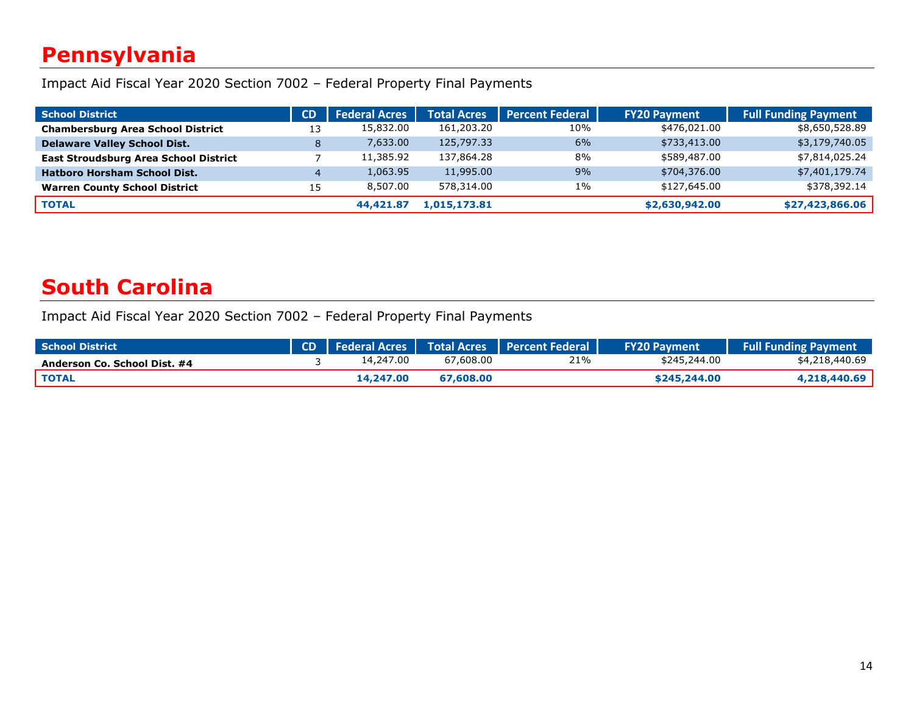# Pennsylvania

Impact Aid Fiscal Year 2020 Section 7002 – Federal Property Final Payments

| School District | CD | Federal Acres | Total Acres | Percent Federal | FY20 Payment | Full Funding Payment |
|---|---|---|---|---|---|---|
| **Chambersburg Area School District** | 13 | 15,832.00 | 161,203.20 | 10% | $476,021.00 | $8,650,528.89 |
| **Delaware Valley School Dist.** | 8 | 7,633.00 | 125,797.33 | 6% | $733,413.00 | $3,179,740.05 |
| **East Stroudsburg Area School District** | 7 | 11,385.92 | 137,864.28 | 8% | $589,487.00 | $7,814,025.24 |
| **Hatboro Horsham School Dist.** | 4 | 1,063.95 | 11,995.00 | 9% | $704,376.00 | $7,401,179.74 |
| **Warren County School District** | 15 | 8,507.00 | 578,314.00 | 1% | $127,645.00 | $378,392.14 |
| **TOTAL** | | **44,421.87** | **1,015,173.81** | | **$2,630,942.00** | **$27,423,866.06** |

# South Carolina

Impact Aid Fiscal Year 2020 Section 7002 – Federal Property Final Payments

| School District | CD | Federal Acres | Total Acres | Percent Federal | FY20 Payment | Full Funding Payment |
|---|---|---|---|---|---|---|
| **Anderson Co. School Dist. #4** | 3 | 14,247.00 | 67,608.00 | 21% | $245,244.00 | $4,218,440.69 |
| **TOTAL** | | **14,247.00** | **67,608.00** | | **$245,244.00** | **4,218,440.69** |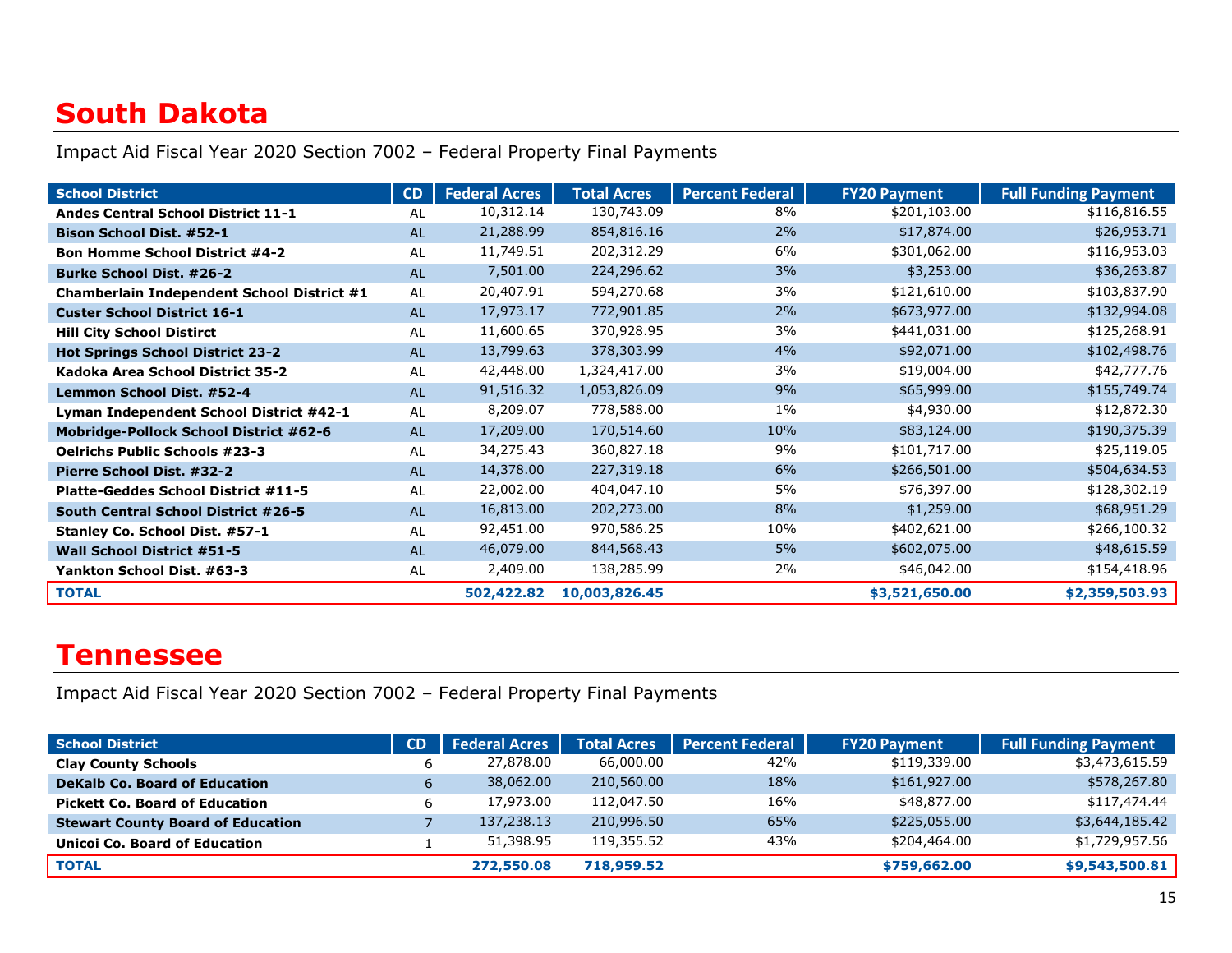# South Dakota

Impact Aid Fiscal Year 2020 Section 7002 – Federal Property Final Payments

| School District | CD | Federal Acres | Total Acres | Percent Federal | FY20 Payment | Full Funding Payment |
|---|---|---|---|---|---|---|
| **Andes Central School District 11-1** | AL | 10,312.14 | 130,743.09 | 8% | $201,103.00 | $116,816.55 |
| **Bison School Dist. #52-1** | AL | 21,288.99 | 854,816.16 | 2% | $17,874.00 | $26,953.71 |
| **Bon Homme School District #4-2** | AL | 11,749.51 | 202,312.29 | 6% | $301,062.00 | $116,953.03 |
| **Burke School Dist. #26-2** | AL | 7,501.00 | 224,296.62 | 3% | $3,253.00 | $36,263.87 |
| **Chamberlain Independent School District #1** | AL | 20,407.91 | 594,270.68 | 3% | $121,610.00 | $103,837.90 |
| **Custer School District 16-1** | AL | 17,973.17 | 772,901.85 | 2% | $673,977.00 | $132,994.08 |
| **Hill City School Distirct** | AL | 11,600.65 | 370,928.95 | 3% | $441,031.00 | $125,268.91 |
| **Hot Springs School District 23-2** | AL | 13,799.63 | 378,303.99 | 4% | $92,071.00 | $102,498.76 |
| **Kadoka Area School District 35-2** | AL | 42,448.00 | 1,324,417.00 | 3% | $19,004.00 | $42,777.76 |
| **Lemmon School Dist. #52-4** | AL | 91,516.32 | 1,053,826.09 | 9% | $65,999.00 | $155,749.74 |
| **Lyman Independent School District #42-1** | AL | 8,209.07 | 778,588.00 | 1% | $4,930.00 | $12,872.30 |
| **Mobridge-Pollock School District #62-6** | AL | 17,209.00 | 170,514.60 | 10% | $83,124.00 | $190,375.39 |
| **Oelrichs Public Schools #23-3** | AL | 34,275.43 | 360,827.18 | 9% | $101,717.00 | $25,119.05 |
| **Pierre School Dist. #32-2** | AL | 14,378.00 | 227,319.18 | 6% | $266,501.00 | $504,634.53 |
| **Platte-Geddes School District #11-5** | AL | 22,002.00 | 404,047.10 | 5% | $76,397.00 | $128,302.19 |
| **South Central School District #26-5** | AL | 16,813.00 | 202,273.00 | 8% | $1,259.00 | $68,951.29 |
| **Stanley Co. School Dist. #57-1** | AL | 92,451.00 | 970,586.25 | 10% | $402,621.00 | $266,100.32 |
| **Wall School District #51-5** | AL | 46,079.00 | 844,568.43 | 5% | $602,075.00 | $48,615.59 |
| **Yankton School Dist. #63-3** | AL | 2,409.00 | 138,285.99 | 2% | $46,042.00 | $154,418.96 |
| **TOTAL** | | **502,422.82** | **10,003,826.45** | | **$3,521,650.00** | **$2,359,503.93** |

# Tennessee

Impact Aid Fiscal Year 2020 Section 7002 – Federal Property Final Payments

| School District | CD | Federal Acres | Total Acres | Percent Federal | FY20 Payment | Full Funding Payment |
|---|---|---|---|---|---|---|
| **Clay County Schools** | 6 | 27,878.00 | 66,000.00 | 42% | $119,339.00 | $3,473,615.59 |
| **DeKalb Co. Board of Education** | 6 | 38,062.00 | 210,560.00 | 18% | $161,927.00 | $578,267.80 |
| **Pickett Co. Board of Education** | 6 | 17,973.00 | 112,047.50 | 16% | $48,877.00 | $117,474.44 |
| **Stewart County Board of Education** | 7 | 137,238.13 | 210,996.50 | 65% | $225,055.00 | $3,644,185.42 |
| **Unicoi Co. Board of Education** | 1 | 51,398.95 | 119,355.52 | 43% | $204,464.00 | $1,729,957.56 |
| **TOTAL** | | **272,550.08** | **718,959.52** | | **$759,662.00** | **$9,543,500.81** |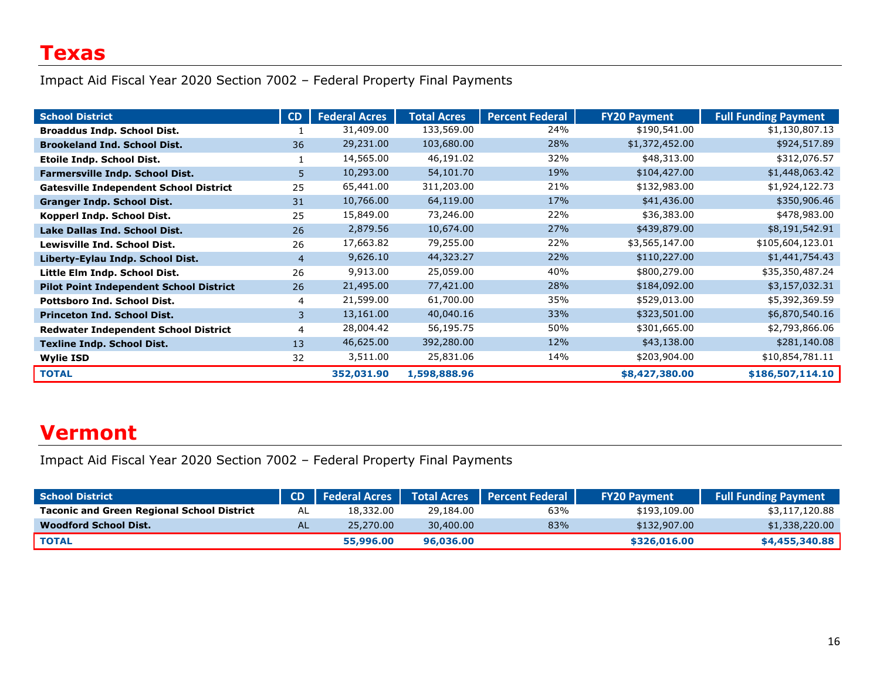# Texas

Impact Aid Fiscal Year 2020 Section 7002 – Federal Property Final Payments

| School District | CD | Federal Acres | Total Acres | Percent Federal | FY20 Payment | Full Funding Payment |
|---|---|---|---|---|---|---|
| **Broaddus Indp. School Dist.** | 1 | 31,409.00 | 133,569.00 | 24% | $190,541.00 | $1,130,807.13 |
| **Brookeland Ind. School Dist.** | 36 | 29,231.00 | 103,680.00 | 28% | $1,372,452.00 | $924,517.89 |
| **Etoile Indp. School Dist.** | 1 | 14,565.00 | 46,191.02 | 32% | $48,313.00 | $312,076.57 |
| **Farmersville Indp. School Dist.** | 5 | 10,293.00 | 54,101.70 | 19% | $104,427.00 | $1,448,063.42 |
| **Gatesville Independent School District** | 25 | 65,441.00 | 311,203.00 | 21% | $132,983.00 | $1,924,122.73 |
| **Granger Indp. School Dist.** | 31 | 10,766.00 | 64,119.00 | 17% | $41,436.00 | $350,906.46 |
| **Kopperl Indp. School Dist.** | 25 | 15,849.00 | 73,246.00 | 22% | $36,383.00 | $478,983.00 |
| **Lake Dallas Ind. School Dist.** | 26 | 2,879.56 | 10,674.00 | 27% | $439,879.00 | $8,191,542.91 |
| **Lewisville Ind. School Dist.** | 26 | 17,663.82 | 79,255.00 | 22% | $3,565,147.00 | $105,604,123.01 |
| **Liberty-Eylau Indp. School Dist.** | 4 | 9,626.10 | 44,323.27 | 22% | $110,227.00 | $1,441,754.43 |
| **Little Elm Indp. School Dist.** | 26 | 9,913.00 | 25,059.00 | 40% | $800,279.00 | $35,350,487.24 |
| **Pilot Point Independent School District** | 26 | 21,495.00 | 77,421.00 | 28% | $184,092.00 | $3,157,032.31 |
| **Pottsboro Ind. School Dist.** | 4 | 21,599.00 | 61,700.00 | 35% | $529,013.00 | $5,392,369.59 |
| **Princeton Ind. School Dist.** | 3 | 13,161.00 | 40,040.16 | 33% | $323,501.00 | $6,870,540.16 |
| **Redwater Independent School District** | 4 | 28,004.42 | 56,195.75 | 50% | $301,665.00 | $2,793,866.06 |
| **Texline Indp. School Dist.** | 13 | 46,625.00 | 392,280.00 | 12% | $43,138.00 | $281,140.08 |
| **Wylie ISD** | 32 | 3,511.00 | 25,831.06 | 14% | $203,904.00 | $10,854,781.11 |
| **TOTAL** | | **352,031.90** | **1,598,888.96** | | **$8,427,380.00** | **$186,507,114.10** |

# Vermont

Impact Aid Fiscal Year 2020 Section 7002 – Federal Property Final Payments

| School District | CD | Federal Acres | Total Acres | Percent Federal | FY20 Payment | Full Funding Payment |
|---|---|---|---|---|---|---|
| **Taconic and Green Regional School District** | AL | 18,332.00 | 29,184.00 | 63% | $193,109.00 | $3,117,120.88 |
| **Woodford School Dist.** | AL | 25,270.00 | 30,400.00 | 83% | $132,907.00 | $1,338,220.00 |
| **TOTAL** | | **55,996.00** | **96,036.00** | | **$326,016.00** | **$4,455,340.88** |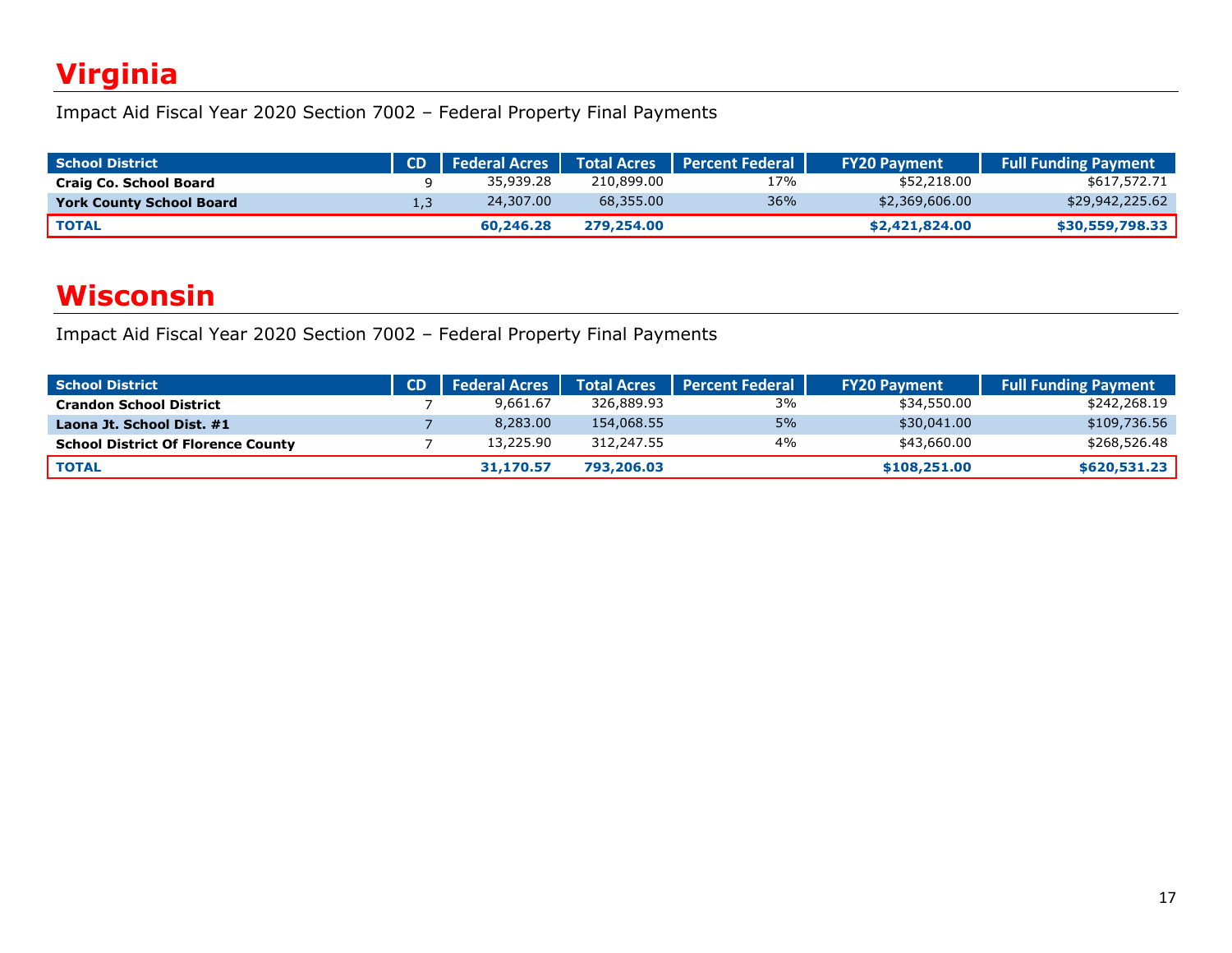# Virginia

Impact Aid Fiscal Year 2020 Section 7002 – Federal Property Final Payments

| School District | CD | Federal Acres | Total Acres | Percent Federal | FY20 Payment | Full Funding Payment |
|---|---|---|---|---|---|---|
| **Craig Co. School Board** | 9 | 35,939.28 | 210,899.00 | 17% | $52,218.00 | $617,572.71 |
| **York County School Board** | 1,3 | 24,307.00 | 68,355.00 | 36% | $2,369,606.00 | $29,942,225.62 |
| **TOTAL** | | **60,246.28** | **279,254.00** | | **$2,421,824.00** | **$30,559,798.33** |

# Wisconsin

Impact Aid Fiscal Year 2020 Section 7002 – Federal Property Final Payments

| School District | CD | Federal Acres | Total Acres | Percent Federal | FY20 Payment | Full Funding Payment |
|---|---|---|---|---|---|---|
| **Crandon School District** | 7 | 9,661.67 | 326,889.93 | 3% | $34,550.00 | $242,268.19 |
| **Laona Jt. School Dist. #1** | 7 | 8,283.00 | 154,068.55 | 5% | $30,041.00 | $109,736.56 |
| **School District Of Florence County** | 7 | 13,225.90 | 312,247.55 | 4% | $43,660.00 | $268,526.48 |
| **TOTAL** | | **31,170.57** | **793,206.03** | | **$108,251.00** | **$620,531.23** |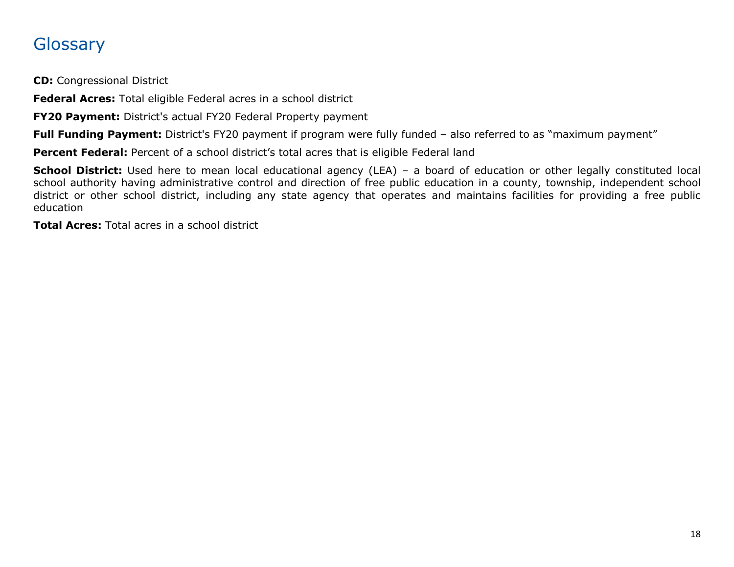# Glossary

**CD:** Congressional District

**Federal Acres:** Total eligible Federal acres in a school district

**FY20 Payment:** District's actual FY20 Federal Property payment

**Full Funding Payment:** District's FY20 payment if program were fully funded – also referred to as "maximum payment"

**Percent Federal:** Percent of a school district's total acres that is eligible Federal land

**School District:** Used here to mean local educational agency (LEA) – a board of education or other legally constituted local school authority having administrative control and direction of free public education in a county, township, independent school district or other school district, including any state agency that operates and maintains facilities for providing a free public education

**Total Acres:** Total acres in a school district